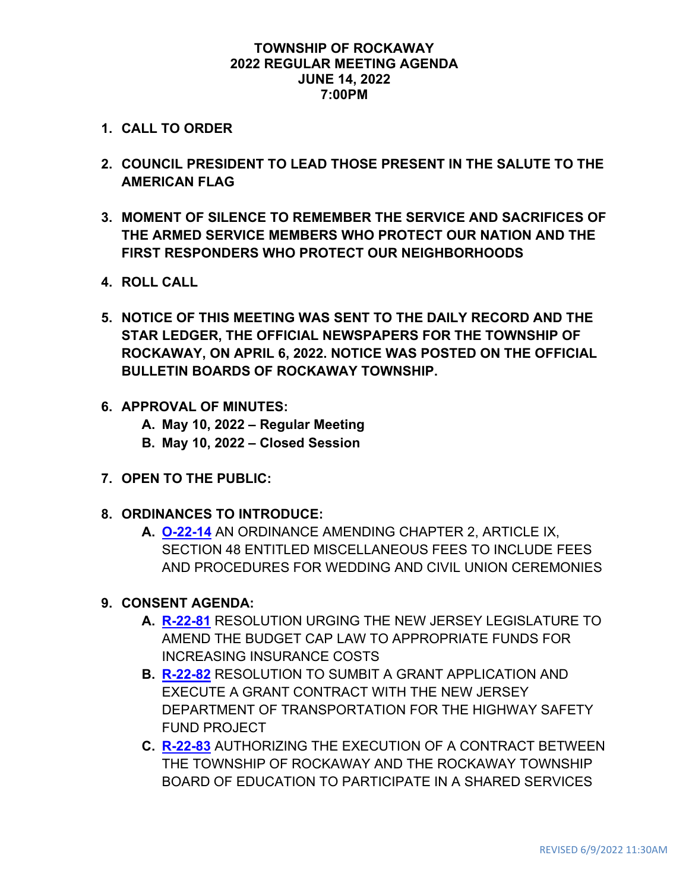# TOWNSHIP OF ROCKAWAY
# 2022 REGULAR MEETING AGENDA
# JUNE 14, 2022
# 7:00PM

1. **CALL TO ORDER**

2. **COUNCIL PRESIDENT TO LEAD THOSE PRESENT IN THE SALUTE TO THE AMERICAN FLAG**

3. **MOMENT OF SILENCE TO REMEMBER THE SERVICE AND SACRIFICES OF THE ARMED SERVICE MEMBERS WHO PROTECT OUR NATION AND THE FIRST RESPONDERS WHO PROTECT OUR NEIGHBORHOODS**

4. **ROLL CALL**

5. **NOTICE OF THIS MEETING WAS SENT TO THE DAILY RECORD AND THE STAR LEDGER, THE OFFICIAL NEWSPAPERS FOR THE TOWNSHIP OF ROCKAWAY, ON APRIL 6, 2022. NOTICE WAS POSTED ON THE OFFICIAL BULLETIN BOARDS OF ROCKAWAY TOWNSHIP.**

6. **APPROVAL OF MINUTES:**
   - **A. May 10, 2022 – Regular Meeting**
   - **B. May 10, 2022 – Closed Session**

7. **OPEN TO THE PUBLIC:**

8. **ORDINANCES TO INTRODUCE:**
   - **A. O-22-14** AN ORDINANCE AMENDING CHAPTER 2, ARTICLE IX, SECTION 48 ENTITLED MISCELLANEOUS FEES TO INCLUDE FEES AND PROCEDURES FOR WEDDING AND CIVIL UNION CEREMONIES

9. **CONSENT AGENDA:**
   - **A. R-22-81** RESOLUTION URGING THE NEW JERSEY LEGISLATURE TO AMEND THE BUDGET CAP LAW TO APPROPRIATE FUNDS FOR INCREASING INSURANCE COSTS
   - **B. R-22-82** RESOLUTION TO SUMBIT A GRANT APPLICATION AND EXECUTE A GRANT CONTRACT WITH THE NEW JERSEY DEPARTMENT OF TRANSPORTATION FOR THE HIGHWAY SAFETY FUND PROJECT
   - **C. R-22-83** AUTHORIZING THE EXECUTION OF A CONTRACT BETWEEN THE TOWNSHIP OF ROCKAWAY AND THE ROCKAWAY TOWNSHIP BOARD OF EDUCATION TO PARTICIPATE IN A SHARED SERVICES

REVISED 6/9/2022 11:30AM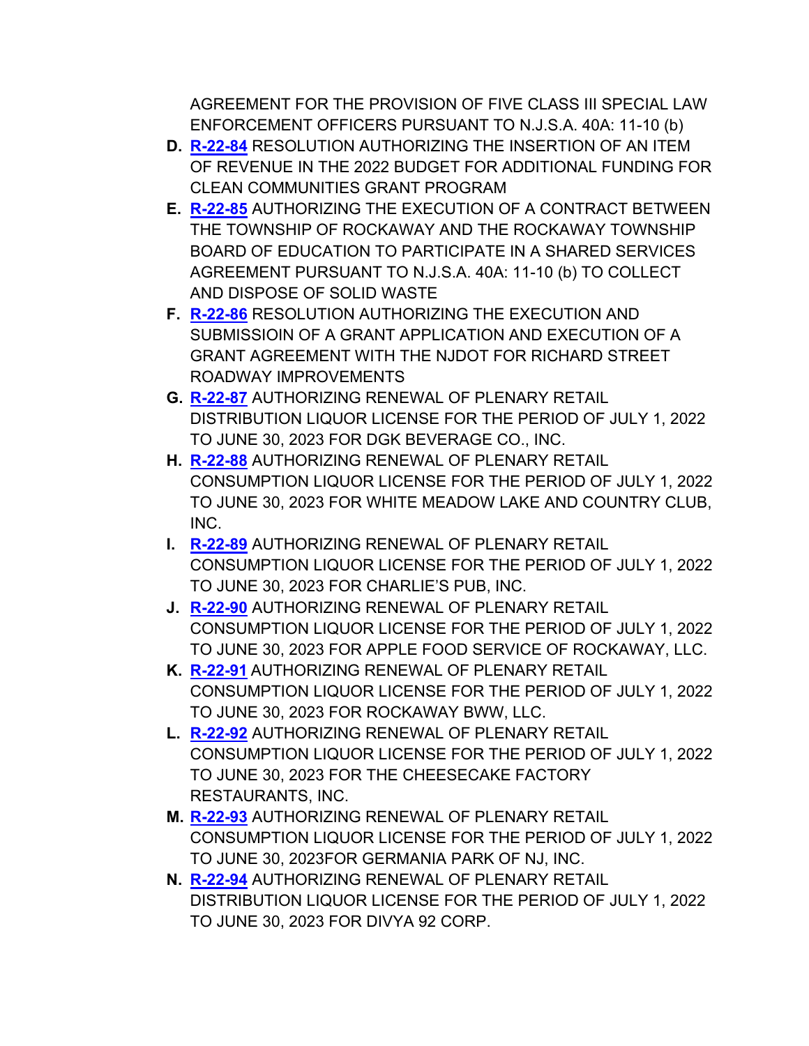AGREEMENT FOR THE PROVISION OF FIVE CLASS III SPECIAL LAW ENFORCEMENT OFFICERS PURSUANT TO N.J.S.A. 40A: 11-10 (b)

- **D.** R-22-84 RESOLUTION AUTHORIZING THE INSERTION OF AN ITEM OF REVENUE IN THE 2022 BUDGET FOR ADDITIONAL FUNDING FOR CLEAN COMMUNITIES GRANT PROGRAM
- **E.** R-22-85 AUTHORIZING THE EXECUTION OF A CONTRACT BETWEEN THE TOWNSHIP OF ROCKAWAY AND THE ROCKAWAY TOWNSHIP BOARD OF EDUCATION TO PARTICIPATE IN A SHARED SERVICES AGREEMENT PURSUANT TO N.J.S.A. 40A: 11-10 (b) TO COLLECT AND DISPOSE OF SOLID WASTE
- **F.** R-22-86 RESOLUTION AUTHORIZING THE EXECUTION AND SUBMISSIOIN OF A GRANT APPLICATION AND EXECUTION OF A GRANT AGREEMENT WITH THE NJDOT FOR RICHARD STREET ROADWAY IMPROVEMENTS
- **G.** R-22-87 AUTHORIZING RENEWAL OF PLENARY RETAIL DISTRIBUTION LIQUOR LICENSE FOR THE PERIOD OF JULY 1, 2022 TO JUNE 30, 2023 FOR DGK BEVERAGE CO., INC.
- **H.** R-22-88 AUTHORIZING RENEWAL OF PLENARY RETAIL CONSUMPTION LIQUOR LICENSE FOR THE PERIOD OF JULY 1, 2022 TO JUNE 30, 2023 FOR WHITE MEADOW LAKE AND COUNTRY CLUB, INC.
- **I.** R-22-89 AUTHORIZING RENEWAL OF PLENARY RETAIL CONSUMPTION LIQUOR LICENSE FOR THE PERIOD OF JULY 1, 2022 TO JUNE 30, 2023 FOR CHARLIE'S PUB, INC.
- **J.** R-22-90 AUTHORIZING RENEWAL OF PLENARY RETAIL CONSUMPTION LIQUOR LICENSE FOR THE PERIOD OF JULY 1, 2022 TO JUNE 30, 2023 FOR APPLE FOOD SERVICE OF ROCKAWAY, LLC.
- **K.** R-22-91 AUTHORIZING RENEWAL OF PLENARY RETAIL CONSUMPTION LIQUOR LICENSE FOR THE PERIOD OF JULY 1, 2022 TO JUNE 30, 2023 FOR ROCKAWAY BWW, LLC.
- **L.** R-22-92 AUTHORIZING RENEWAL OF PLENARY RETAIL CONSUMPTION LIQUOR LICENSE FOR THE PERIOD OF JULY 1, 2022 TO JUNE 30, 2023 FOR THE CHEESECAKE FACTORY RESTAURANTS, INC.
- **M.** R-22-93 AUTHORIZING RENEWAL OF PLENARY RETAIL CONSUMPTION LIQUOR LICENSE FOR THE PERIOD OF JULY 1, 2022 TO JUNE 30, 2023FOR GERMANIA PARK OF NJ, INC.
- **N.** R-22-94 AUTHORIZING RENEWAL OF PLENARY RETAIL DISTRIBUTION LIQUOR LICENSE FOR THE PERIOD OF JULY 1, 2022 TO JUNE 30, 2023 FOR DIVYA 92 CORP.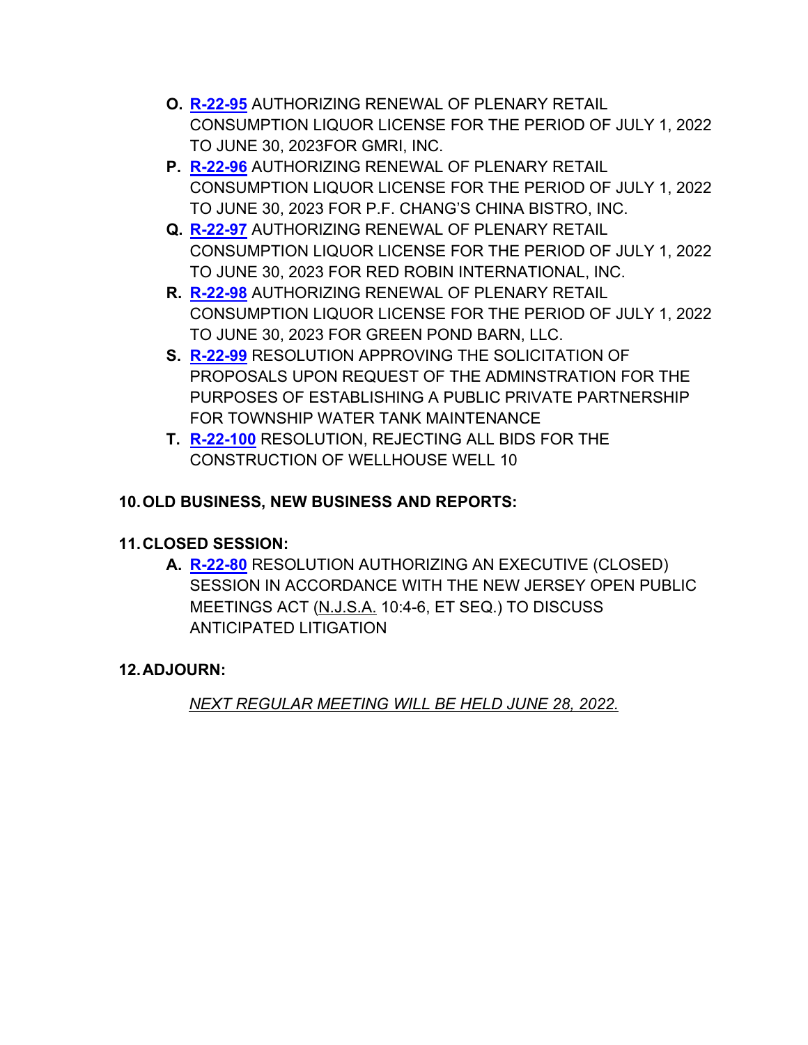- **O.** **R-22-95** AUTHORIZING RENEWAL OF PLENARY RETAIL CONSUMPTION LIQUOR LICENSE FOR THE PERIOD OF JULY 1, 2022 TO JUNE 30, 2023FOR GMRI, INC.
- **P.** **R-22-96** AUTHORIZING RENEWAL OF PLENARY RETAIL CONSUMPTION LIQUOR LICENSE FOR THE PERIOD OF JULY 1, 2022 TO JUNE 30, 2023 FOR P.F. CHANG'S CHINA BISTRO, INC.
- **Q.** **R-22-97** AUTHORIZING RENEWAL OF PLENARY RETAIL CONSUMPTION LIQUOR LICENSE FOR THE PERIOD OF JULY 1, 2022 TO JUNE 30, 2023 FOR RED ROBIN INTERNATIONAL, INC.
- **R.** **R-22-98** AUTHORIZING RENEWAL OF PLENARY RETAIL CONSUMPTION LIQUOR LICENSE FOR THE PERIOD OF JULY 1, 2022 TO JUNE 30, 2023 FOR GREEN POND BARN, LLC.
- **S.** **R-22-99** RESOLUTION APPROVING THE SOLICITATION OF PROPOSALS UPON REQUEST OF THE ADMINSTRATION FOR THE PURPOSES OF ESTABLISHING A PUBLIC PRIVATE PARTNERSHIP FOR TOWNSHIP WATER TANK MAINTENANCE
- **T.** **R-22-100** RESOLUTION, REJECTING ALL BIDS FOR THE CONSTRUCTION OF WELLHOUSE WELL 10

**10. OLD BUSINESS, NEW BUSINESS AND REPORTS:**

**11. CLOSED SESSION:**

- **A.** **R-22-80** RESOLUTION AUTHORIZING AN EXECUTIVE (CLOSED) SESSION IN ACCORDANCE WITH THE NEW JERSEY OPEN PUBLIC MEETINGS ACT (N.J.S.A. 10:4-6, ET SEQ.) TO DISCUSS ANTICIPATED LITIGATION

**12. ADJOURN:**

*NEXT REGULAR MEETING WILL BE HELD JUNE 28, 2022.*